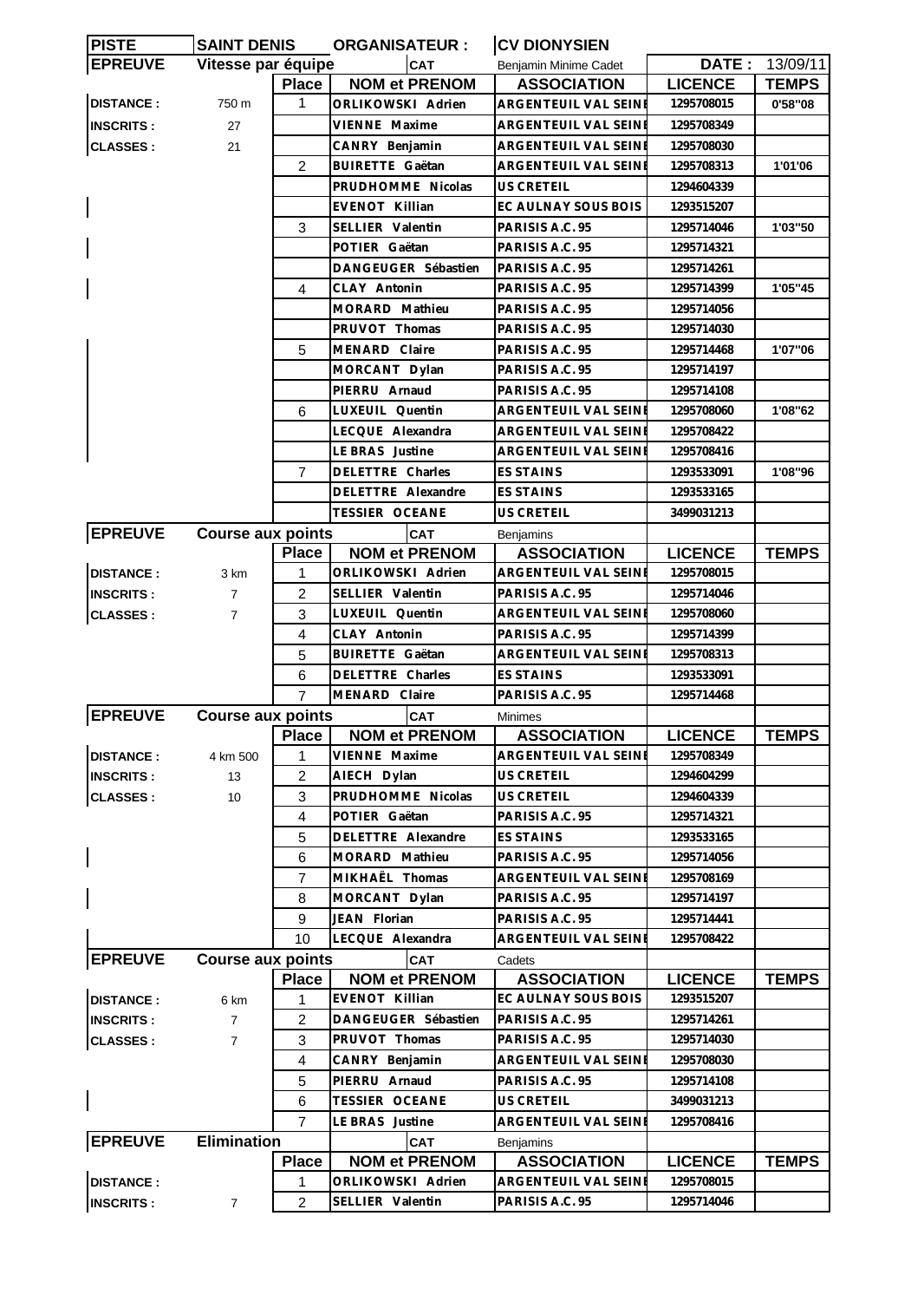| PISTE | SAINT DENIS | ORGANISATEUR : | CV DIONYSIEN | | |
|---|---|---|---|---|---|
| **EPREUVE** | **Vitesse par équipe** | **CAT** | Benjamin Minime Cadet | **DATE :** | 13/09/11 |

| | | Place | NOM et PRENOM | ASSOCIATION | LICENCE | TEMPS |
|---|---|---|---|---|---|---|
| DISTANCE : | 750 m | 1 | ORLIKOWSKI Adrien | ARGENTEUIL VAL SEINE | 1295708015 | 0'58"08 |
| INSCRITS : | 27 | | VIENNE Maxime | ARGENTEUIL VAL SEINE | 1295708349 | |
| CLASSES : | 21 | | CANRY Benjamin | ARGENTEUIL VAL SEINE | 1295708030 | |
| | | 2 | BUIRETTE Gaëtan | ARGENTEUIL VAL SEINE | 1295708313 | 1'01'06 |
| | | | PRUDHOMME Nicolas | US CRETEIL | 1294604339 | |
| | | | EVENOT Killian | EC AULNAY SOUS BOIS | 1293515207 | |
| | | 3 | SELLIER Valentin | PARISIS A.C. 95 | 1295714046 | 1'03"50 |
| | | | POTIER Gaëtan | PARISIS A.C. 95 | 1295714321 | |
| | | | DANGEUGER Sébastien | PARISIS A.C. 95 | 1295714261 | |
| | | 4 | CLAY Antonin | PARISIS A.C. 95 | 1295714399 | 1'05"45 |
| | | | MORARD Mathieu | PARISIS A.C. 95 | 1295714056 | |
| | | | PRUVOT Thomas | PARISIS A.C. 95 | 1295714030 | |
| | | 5 | MENARD Claire | PARISIS A.C. 95 | 1295714468 | 1'07"06 |
| | | | MORCANT Dylan | PARISIS A.C. 95 | 1295714197 | |
| | | | PIERRU Arnaud | PARISIS A.C. 95 | 1295714108 | |
| | | 6 | LUXEUIL Quentin | ARGENTEUIL VAL SEINE | 1295708060 | 1'08"62 |
| | | | LECQUE Alexandra | ARGENTEUIL VAL SEINE | 1295708422 | |
| | | | LE BRAS Justine | ARGENTEUIL VAL SEINE | 1295708416 | |
| | | 7 | DELETTRE Charles | ES STAINS | 1293533091 | 1'08"96 |
| | | | DELETTRE Alexandre | ES STAINS | 1293533165 | |
| | | | TESSIER OCEANE | US CRETEIL | 3499031213 | |

| **EPREUVE** | **Course aux points** | | **CAT** | Benjamins | | |
|---|---|---|---|---|---|---|
| | | Place | NOM et PRENOM | ASSOCIATION | LICENCE | TEMPS |
| DISTANCE : | 3 km | 1 | ORLIKOWSKI Adrien | ARGENTEUIL VAL SEINE | 1295708015 | |
| INSCRITS : | 7 | 2 | SELLIER Valentin | PARISIS A.C. 95 | 1295714046 | |
| CLASSES : | 7 | 3 | LUXEUIL Quentin | ARGENTEUIL VAL SEINE | 1295708060 | |
| | | 4 | CLAY Antonin | PARISIS A.C. 95 | 1295714399 | |
| | | 5 | BUIRETTE Gaëtan | ARGENTEUIL VAL SEINE | 1295708313 | |
| | | 6 | DELETTRE Charles | ES STAINS | 1293533091 | |
| | | 7 | MENARD Claire | PARISIS A.C. 95 | 1295714468 | |

| **EPREUVE** | **Course aux points** | | **CAT** | Minimes | | |
|---|---|---|---|---|---|---|
| | | Place | NOM et PRENOM | ASSOCIATION | LICENCE | TEMPS |
| DISTANCE : | 4 km 500 | 1 | VIENNE Maxime | ARGENTEUIL VAL SEINE | 1295708349 | |
| INSCRITS : | 13 | 2 | AIECH Dylan | US CRETEIL | 1294604299 | |
| CLASSES : | 10 | 3 | PRUDHOMME Nicolas | US CRETEIL | 1294604339 | |
| | | 4 | POTIER Gaëtan | PARISIS A.C. 95 | 1295714321 | |
| | | 5 | DELETTRE Alexandre | ES STAINS | 1293533165 | |
| | | 6 | MORARD Mathieu | PARISIS A.C. 95 | 1295714056 | |
| | | 7 | MIKHAËL Thomas | ARGENTEUIL VAL SEINE | 1295708169 | |
| | | 8 | MORCANT Dylan | PARISIS A.C. 95 | 1295714197 | |
| | | 9 | JEAN Florian | PARISIS A.C. 95 | 1295714441 | |
| | | 10 | LECQUE Alexandra | ARGENTEUIL VAL SEINE | 1295708422 | |

| **EPREUVE** | **Course aux points** | | **CAT** | Cadets | | |
|---|---|---|---|---|---|---|
| | | Place | NOM et PRENOM | ASSOCIATION | LICENCE | TEMPS |
| DISTANCE : | 6 km | 1 | EVENOT Killian | EC AULNAY SOUS BOIS | 1293515207 | |
| INSCRITS : | 7 | 2 | DANGEUGER Sébastien | PARISIS A.C. 95 | 1295714261 | |
| CLASSES : | 7 | 3 | PRUVOT Thomas | PARISIS A.C. 95 | 1295714030 | |
| | | 4 | CANRY Benjamin | ARGENTEUIL VAL SEINE | 1295708030 | |
| | | 5 | PIERRU Arnaud | PARISIS A.C. 95 | 1295714108 | |
| | | 6 | TESSIER OCEANE | US CRETEIL | 3499031213 | |
| | | 7 | LE BRAS Justine | ARGENTEUIL VAL SEINE | 1295708416 | |

| **EPREUVE** | **Elimination** | | **CAT** | Benjamins | | |
|---|---|---|---|---|---|---|
| | | Place | NOM et PRENOM | ASSOCIATION | LICENCE | TEMPS |
| DISTANCE : | | 1 | ORLIKOWSKI Adrien | ARGENTEUIL VAL SEINE | 1295708015 | |
| INSCRITS : | 7 | 2 | SELLIER Valentin | PARISIS A.C. 95 | 1295714046 | |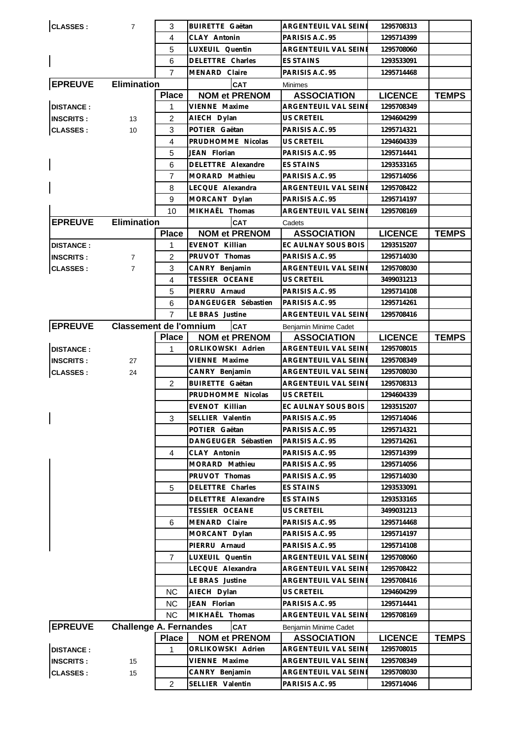| | | Place | NOM et PRENOM | ASSOCIATION | LICENCE | TEMPS |
|---|---|---|---|---|---|---|
| CLASSES : | 7 | 3 | BUIRETTE Gaëtan | ARGENTEUIL VAL SEINE | 1295708313 | |
| | | 4 | CLAY Antonin | PARISIS A.C. 95 | 1295714399 | |
| | | 5 | LUXEUIL Quentin | ARGENTEUIL VAL SEINE | 1295708060 | |
| | | 6 | DELETTRE Charles | ES STAINS | 1293533091 | |
| | | 7 | MENARD Claire | PARISIS A.C. 95 | 1295714468 | |

| EPREUVE | Elimination | CAT | Minimes | | | |
|---|---|---|---|---|---|---|
| | | Place | NOM et PRENOM | ASSOCIATION | LICENCE | TEMPS |
| DISTANCE : | | 1 | VIENNE Maxime | ARGENTEUIL VAL SEINE | 1295708349 | |
| INSCRITS : | 13 | 2 | AIECH Dylan | US CRETEIL | 1294604299 | |
| CLASSES : | 10 | 3 | POTIER Gaëtan | PARISIS A.C. 95 | 1295714321 | |
| | | 4 | PRUDHOMME Nicolas | US CRETEIL | 1294604339 | |
| | | 5 | JEAN Florian | PARISIS A.C. 95 | 1295714441 | |
| | | 6 | DELETTRE Alexandre | ES STAINS | 1293533165 | |
| | | 7 | MORARD Mathieu | PARISIS A.C. 95 | 1295714056 | |
| | | 8 | LECQUE Alexandra | ARGENTEUIL VAL SEINE | 1295708422 | |
| | | 9 | MORCANT Dylan | PARISIS A.C. 95 | 1295714197 | |
| | | 10 | MIKHAËL Thomas | ARGENTEUIL VAL SEINE | 1295708169 | |

| EPREUVE | Elimination | CAT | Cadets | | | |
|---|---|---|---|---|---|---|
| | | Place | NOM et PRENOM | ASSOCIATION | LICENCE | TEMPS |
| DISTANCE : | | 1 | EVENOT Killian | EC AULNAY SOUS BOIS | 1293515207 | |
| INSCRITS : | 7 | 2 | PRUVOT Thomas | PARISIS A.C. 95 | 1295714030 | |
| CLASSES : | 7 | 3 | CANRY Benjamin | ARGENTEUIL VAL SEINE | 1295708030 | |
| | | 4 | TESSIER OCEANE | US CRETEIL | 3499031213 | |
| | | 5 | PIERRU Arnaud | PARISIS A.C. 95 | 1295714108 | |
| | | 6 | DANGEUGER Sébastien | PARISIS A.C. 95 | 1295714261 | |
| | | 7 | LE BRAS Justine | ARGENTEUIL VAL SEINE | 1295708416 | |

| EPREUVE | Classement de l'omnium | CAT | Benjamin Minime Cadet | | | |
|---|---|---|---|---|---|---|
| | | Place | NOM et PRENOM | ASSOCIATION | LICENCE | TEMPS |
| DISTANCE : | | 1 | ORLIKOWSKI Adrien | ARGENTEUIL VAL SEINE | 1295708015 | |
| INSCRITS : | 27 | | VIENNE Maxime | ARGENTEUIL VAL SEINE | 1295708349 | |
| CLASSES : | 24 | | CANRY Benjamin | ARGENTEUIL VAL SEINE | 1295708030 | |
| | | 2 | BUIRETTE Gaëtan | ARGENTEUIL VAL SEINE | 1295708313 | |
| | | | PRUDHOMME Nicolas | US CRETEIL | 1294604339 | |
| | | | EVENOT Killian | EC AULNAY SOUS BOIS | 1293515207 | |
| | | 3 | SELLIER Valentin | PARISIS A.C. 95 | 1295714046 | |
| | | | POTIER Gaëtan | PARISIS A.C. 95 | 1295714321 | |
| | | | DANGEUGER Sébastien | PARISIS A.C. 95 | 1295714261 | |
| | | 4 | CLAY Antonin | PARISIS A.C. 95 | 1295714399 | |
| | | | MORARD Mathieu | PARISIS A.C. 95 | 1295714056 | |
| | | | PRUVOT Thomas | PARISIS A.C. 95 | 1295714030 | |
| | | 5 | DELETTRE Charles | ES STAINS | 1293533091 | |
| | | | DELETTRE Alexandre | ES STAINS | 1293533165 | |
| | | | TESSIER OCEANE | US CRETEIL | 3499031213 | |
| | | 6 | MENARD Claire | PARISIS A.C. 95 | 1295714468 | |
| | | | MORCANT Dylan | PARISIS A.C. 95 | 1295714197 | |
| | | | PIERRU Arnaud | PARISIS A.C. 95 | 1295714108 | |
| | | 7 | LUXEUIL Quentin | ARGENTEUIL VAL SEINE | 1295708060 | |
| | | | LECQUE Alexandra | ARGENTEUIL VAL SEINE | 1295708422 | |
| | | | LE BRAS Justine | ARGENTEUIL VAL SEINE | 1295708416 | |
| | | NC | AIECH Dylan | US CRETEIL | 1294604299 | |
| | | NC | JEAN Florian | PARISIS A.C. 95 | 1295714441 | |
| | | NC | MIKHAËL Thomas | ARGENTEUIL VAL SEINE | 1295708169 | |

| EPREUVE | Challenge A. Fernandes | CAT | Benjamin Minime Cadet | | | |
|---|---|---|---|---|---|---|
| | | Place | NOM et PRENOM | ASSOCIATION | LICENCE | TEMPS |
| DISTANCE : | | 1 | ORLIKOWSKI Adrien | ARGENTEUIL VAL SEINE | 1295708015 | |
| INSCRITS : | 15 | | VIENNE Maxime | ARGENTEUIL VAL SEINE | 1295708349 | |
| CLASSES : | 15 | | CANRY Benjamin | ARGENTEUIL VAL SEINE | 1295708030 | |
| | | 2 | SELLIER Valentin | PARISIS A.C. 95 | 1295714046 | |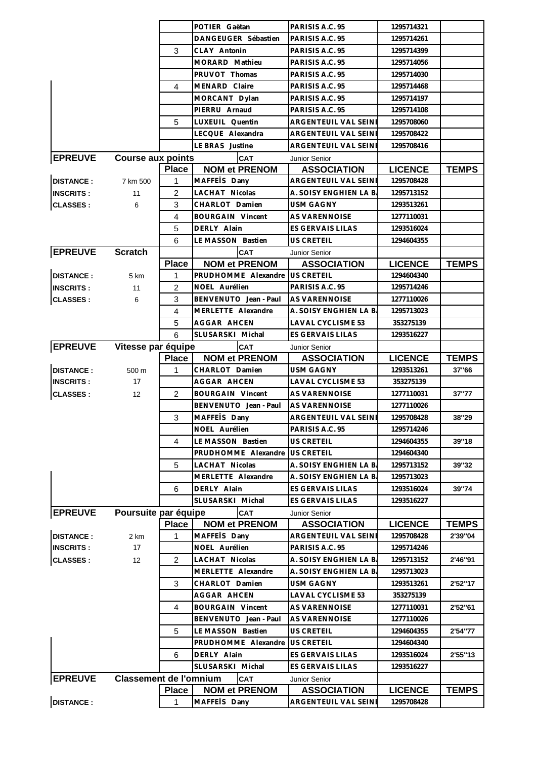| | | | | | | |
|---|---|---|---|---|---|---|
| | | | POTIER Gaëtan | PARISIS A.C. 95 | 1295714321 | |
| | | | DANGEUGER Sébastien | PARISIS A.C. 95 | 1295714261 | |
| | | 3 | CLAY Antonin | PARISIS A.C. 95 | 1295714399 | |
| | | | MORARD Mathieu | PARISIS A.C. 95 | 1295714056 | |
| | | | PRUVOT Thomas | PARISIS A.C. 95 | 1295714030 | |
| | | 4 | MENARD Claire | PARISIS A.C. 95 | 1295714468 | |
| | | | MORCANT Dylan | PARISIS A.C. 95 | 1295714197 | |
| | | | PIERRU Arnaud | PARISIS A.C. 95 | 1295714108 | |
| | | 5 | LUXEUIL Quentin | ARGENTEUIL VAL SEINE | 1295708060 | |
| | | | LECQUE Alexandra | ARGENTEUIL VAL SEINE | 1295708422 | |
| | | | LE BRAS Justine | ARGENTEUIL VAL SEINE | 1295708416 | |

| EPREUVE | Course aux points | | CAT | Junior Senior | | |
|---|---|---|---|---|---|---|
| | | **Place** | **NOM et PRENOM** | **ASSOCIATION** | **LICENCE** | **TEMPS** |
| DISTANCE : | 7 km 500 | 1 | MAFFEÏS Dany | ARGENTEUIL VAL SEINE | 1295708428 | |
| INSCRITS : | 11 | 2 | LACHAT Nicolas | A. SOISY ENGHIEN LA BA | 1295713152 | |
| CLASSES : | 6 | 3 | CHARLOT Damien | USM GAGNY | 1293513261 | |
| | | 4 | BOURGAIN Vincent | AS VARENNOISE | 1277110031 | |
| | | 5 | DERLY Alain | ES GERVAIS LILAS | 1293516024 | |
| | | 6 | LE MASSON Bastien | US CRETEIL | 1294604355 | |

| EPREUVE | Scratch | | CAT | Junior Senior | | |
|---|---|---|---|---|---|---|
| | | **Place** | **NOM et PRENOM** | **ASSOCIATION** | **LICENCE** | **TEMPS** |
| DISTANCE : | 5 km | 1 | PRUDHOMME Alexandre | US CRETEIL | 1294604340 | |
| INSCRITS : | 11 | 2 | NOEL Aurélien | PARISIS A.C. 95 | 1295714246 | |
| CLASSES : | 6 | 3 | BENVENUTO Jean - Paul | AS VARENNOISE | 1277110026 | |
| | | 4 | MERLETTE Alexandre | A. SOISY ENGHIEN LA BA | 1295713023 | |
| | | 5 | AGGAR AHCEN | LAVAL CYCLISME 53 | 353275139 | |
| | | 6 | SLUSARSKI Michal | ES GERVAIS LILAS | 1293516227 | |

| EPREUVE | Vitesse par équipe | | CAT | Junior Senior | | |
|---|---|---|---|---|---|---|
| | | **Place** | **NOM et PRENOM** | **ASSOCIATION** | **LICENCE** | **TEMPS** |
| DISTANCE : | 500 m | 1 | CHARLOT Damien | USM GAGNY | 1293513261 | 37''66 |
| INSCRITS : | 17 | | AGGAR AHCEN | LAVAL CYCLISME 53 | 353275139 | |
| CLASSES : | 12 | 2 | BOURGAIN Vincent | AS VARENNOISE | 1277110031 | 37''77 |
| | | | BENVENUTO Jean - Paul | AS VARENNOISE | 1277110026 | |
| | | 3 | MAFFEÏS Dany | ARGENTEUIL VAL SEINE | 1295708428 | 38''29 |
| | | | NOEL Aurélien | PARISIS A.C. 95 | 1295714246 | |
| | | 4 | LE MASSON Bastien | US CRETEIL | 1294604355 | 39''18 |
| | | | PRUDHOMME Alexandre | US CRETEIL | 1294604340 | |
| | | 5 | LACHAT Nicolas | A. SOISY ENGHIEN LA BA | 1295713152 | 39''32 |
| | | | MERLETTE Alexandre | A. SOISY ENGHIEN LA BA | 1295713023 | |
| | | 6 | DERLY Alain | ES GERVAIS LILAS | 1293516024 | 39''74 |
| | | | SLUSARSKI Michal | ES GERVAIS LILAS | 1293516227 | |

| EPREUVE | Poursuite par équipe | | CAT | Junior Senior | | |
|---|---|---|---|---|---|---|
| | | **Place** | **NOM et PRENOM** | **ASSOCIATION** | **LICENCE** | **TEMPS** |
| DISTANCE : | 2 km | 1 | MAFFEÏS Dany | ARGENTEUIL VAL SEINE | 1295708428 | 2'39''04 |
| INSCRITS : | 17 | | NOEL Aurélien | PARISIS A.C. 95 | 1295714246 | |
| CLASSES : | 12 | 2 | LACHAT Nicolas | A. SOISY ENGHIEN LA BA | 1295713152 | 2'46''91 |
| | | | MERLETTE Alexandre | A. SOISY ENGHIEN LA BA | 1295713023 | |
| | | 3 | CHARLOT Damien | USM GAGNY | 1293513261 | 2'52''17 |
| | | | AGGAR AHCEN | LAVAL CYCLISME 53 | 353275139 | |
| | | 4 | BOURGAIN Vincent | AS VARENNOISE | 1277110031 | 2'52''61 |
| | | | BENVENUTO Jean - Paul | AS VARENNOISE | 1277110026 | |
| | | 5 | LE MASSON Bastien | US CRETEIL | 1294604355 | 2'54''77 |
| | | | PRUDHOMME Alexandre | US CRETEIL | 1294604340 | |
| | | 6 | DERLY Alain | ES GERVAIS LILAS | 1293516024 | 2'55''13 |
| | | | SLUSARSKI Michal | ES GERVAIS LILAS | 1293516227 | |

| EPREUVE | Classement de l'omnium | | CAT | Junior Senior | | |
|---|---|---|---|---|---|---|
| | | **Place** | **NOM et PRENOM** | **ASSOCIATION** | **LICENCE** | **TEMPS** |
| DISTANCE : | | 1 | MAFFEÏS Dany | ARGENTEUIL VAL SEINE | 1295708428 | |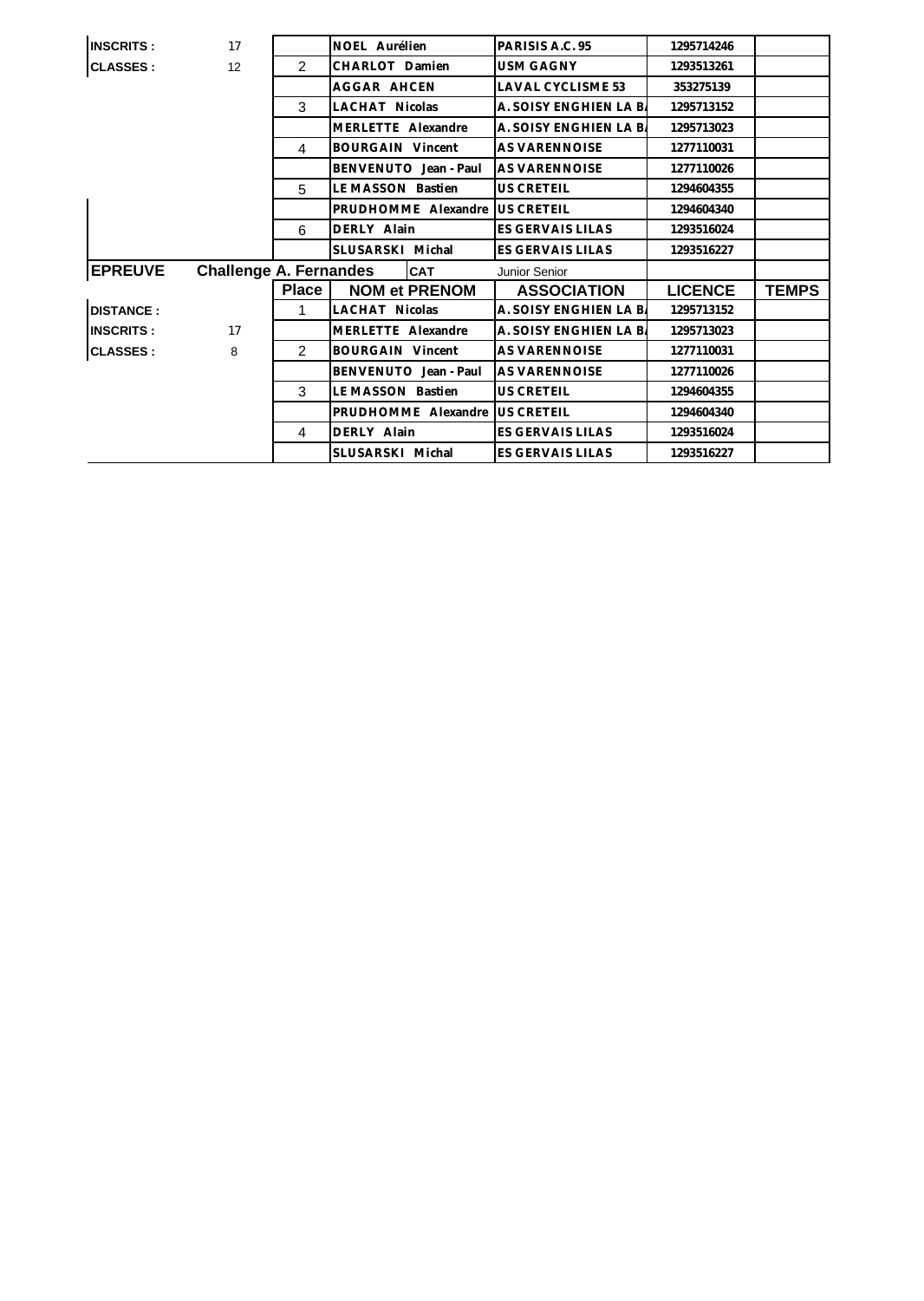| | | | | | | |
|---|---|---|---|---|---|---|
| **INSCRITS :** | 17 | | NOEL Aurélien | PARISIS A.C. 95 | 1295714246 | |
| **CLASSES :** | 12 | 2 | CHARLOT Damien | USM GAGNY | 1293513261 | |
| | | | AGGAR AHCEN | LAVAL CYCLISME 53 | 353275139 | |
| | | 3 | LACHAT Nicolas | A. SOISY ENGHIEN LA B/ | 1295713152 | |
| | | | MERLETTE Alexandre | A. SOISY ENGHIEN LA B/ | 1295713023 | |
| | | 4 | BOURGAIN Vincent | AS VARENNOISE | 1277110031 | |
| | | | BENVENUTO Jean - Paul | AS VARENNOISE | 1277110026 | |
| | | 5 | LE MASSON Bastien | US CRETEIL | 1294604355 | |
| | | | PRUDHOMME Alexandre | US CRETEIL | 1294604340 | |
| | | 6 | DERLY Alain | ES GERVAIS LILAS | 1293516024 | |
| | | | SLUSARSKI Michal | ES GERVAIS LILAS | 1293516227 | |

| **EPREUVE** | **Challenge A. Fernandes** | | **CAT** | Junior Senior | | |
|---|---|---|---|---|---|---|
| | | **Place** | **NOM et PRENOM** | **ASSOCIATION** | **LICENCE** | **TEMPS** |
| **DISTANCE :** | | 1 | LACHAT Nicolas | A. SOISY ENGHIEN LA B/ | 1295713152 | |
| **INSCRITS :** | 17 | | MERLETTE Alexandre | A. SOISY ENGHIEN LA B/ | 1295713023 | |
| **CLASSES :** | 8 | 2 | BOURGAIN Vincent | AS VARENNOISE | 1277110031 | |
| | | | BENVENUTO Jean - Paul | AS VARENNOISE | 1277110026 | |
| | | 3 | LE MASSON Bastien | US CRETEIL | 1294604355 | |
| | | | PRUDHOMME Alexandre | US CRETEIL | 1294604340 | |
| | | 4 | DERLY Alain | ES GERVAIS LILAS | 1293516024 | |
| | | | SLUSARSKI Michal | ES GERVAIS LILAS | 1293516227 | |